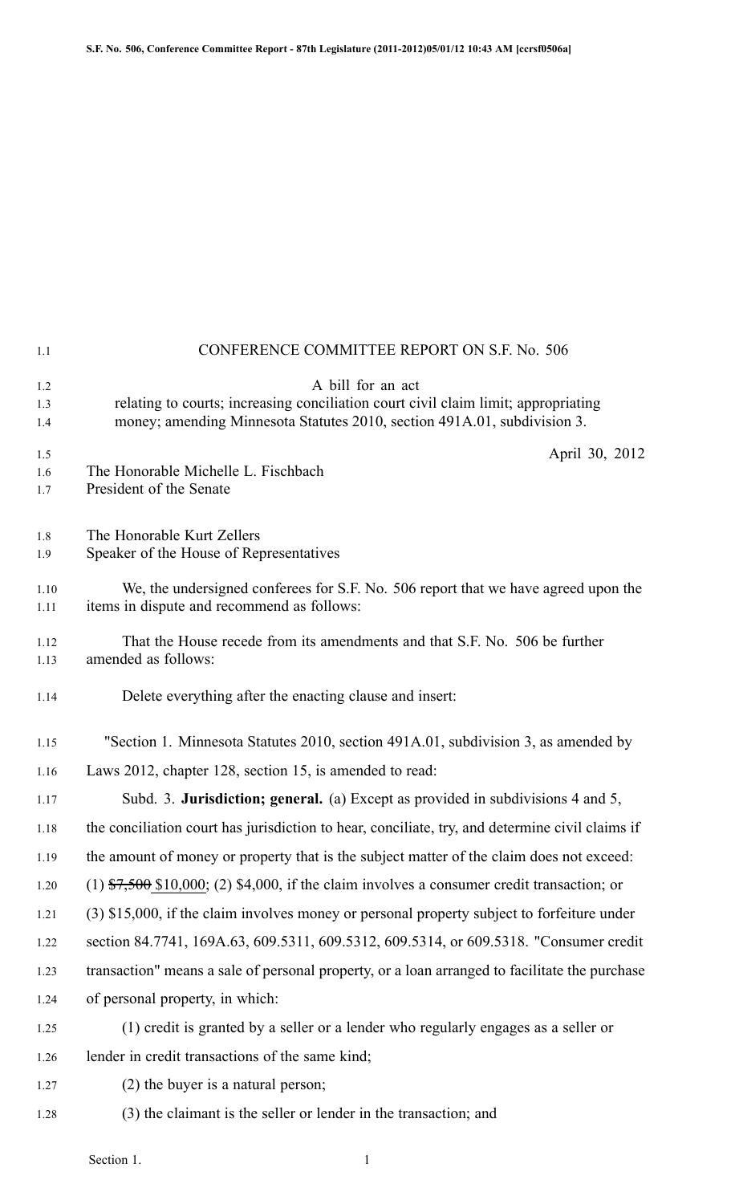CONFERENCE COMMITTEE REPORT ON S.F. No. 506

A bill for an act
relating to courts; increasing conciliation court civil claim limit; appropriating money; amending Minnesota Statutes 2010, section 491A.01, subdivision 3.

April 30, 2012

The Honorable Michelle L. Fischbach
President of the Senate

The Honorable Kurt Zellers
Speaker of the House of Representatives

We, the undersigned conferees for S.F. No. 506 report that we have agreed upon the items in dispute and recommend as follows:

That the House recede from its amendments and that S.F. No. 506 be further amended as follows:

Delete everything after the enacting clause and insert:

"Section 1. Minnesota Statutes 2010, section 491A.01, subdivision 3, as amended by Laws 2012, chapter 128, section 15, is amended to read:

Subd. 3. **Jurisdiction; general.** (a) Except as provided in subdivisions 4 and 5, the conciliation court has jurisdiction to hear, conciliate, try, and determine civil claims if the amount of money or property that is the subject matter of the claim does not exceed: (1) ~~$7,500~~ $10,000; (2) $4,000, if the claim involves a consumer credit transaction; or (3) $15,000, if the claim involves money or personal property subject to forfeiture under section 84.7741, 169A.63, 609.5311, 609.5312, 609.5314, or 609.5318. "Consumer credit transaction" means a sale of personal property, or a loan arranged to facilitate the purchase of personal property, in which:

(1) credit is granted by a seller or a lender who regularly engages as a seller or lender in credit transactions of the same kind;

(2) the buyer is a natural person;

(3) the claimant is the seller or lender in the transaction; and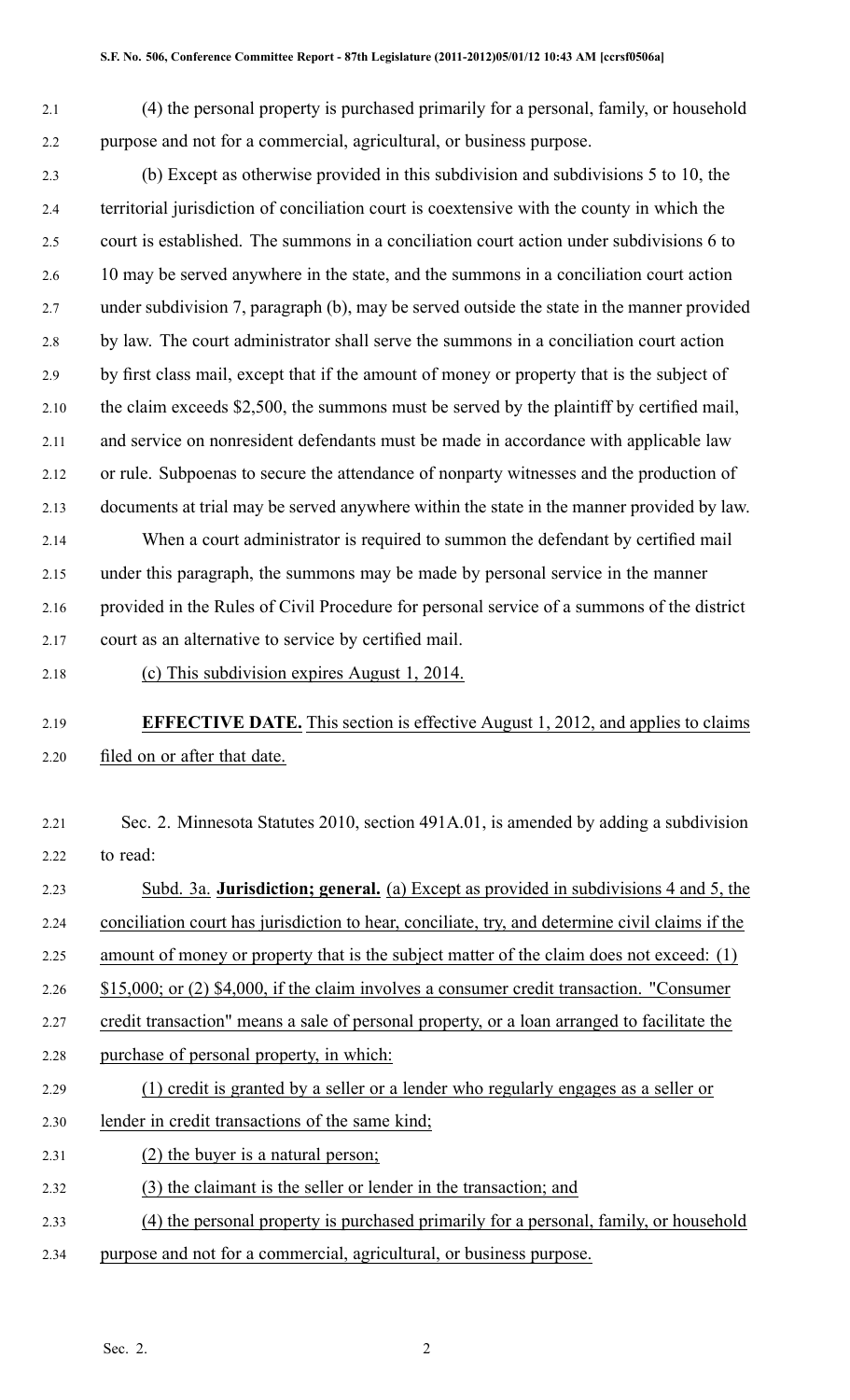(4) the personal property is purchased primarily for a personal, family, or household purpose and not for a commercial, agricultural, or business purpose.

(b) Except as otherwise provided in this subdivision and subdivisions 5 to 10, the territorial jurisdiction of conciliation court is coextensive with the county in which the court is established. The summons in a conciliation court action under subdivisions 6 to 10 may be served anywhere in the state, and the summons in a conciliation court action under subdivision 7, paragraph (b), may be served outside the state in the manner provided by law. The court administrator shall serve the summons in a conciliation court action by first class mail, except that if the amount of money or property that is the subject of the claim exceeds $2,500, the summons must be served by the plaintiff by certified mail, and service on nonresident defendants must be made in accordance with applicable law or rule. Subpoenas to secure the attendance of nonparty witnesses and the production of documents at trial may be served anywhere within the state in the manner provided by law.

When a court administrator is required to summon the defendant by certified mail under this paragraph, the summons may be made by personal service in the manner provided in the Rules of Civil Procedure for personal service of a summons of the district court as an alternative to service by certified mail.

(c) This subdivision expires August 1, 2014.

**EFFECTIVE DATE.** This section is effective August 1, 2012, and applies to claims filed on or after that date.

Sec. 2. Minnesota Statutes 2010, section 491A.01, is amended by adding a subdivision to read:

Subd. 3a. **Jurisdiction; general.** (a) Except as provided in subdivisions 4 and 5, the conciliation court has jurisdiction to hear, conciliate, try, and determine civil claims if the amount of money or property that is the subject matter of the claim does not exceed: (1) $15,000; or (2) $4,000, if the claim involves a consumer credit transaction. "Consumer credit transaction" means a sale of personal property, or a loan arranged to facilitate the purchase of personal property, in which:

(1) credit is granted by a seller or a lender who regularly engages as a seller or lender in credit transactions of the same kind;

(2) the buyer is a natural person;

(3) the claimant is the seller or lender in the transaction; and

(4) the personal property is purchased primarily for a personal, family, or household purpose and not for a commercial, agricultural, or business purpose.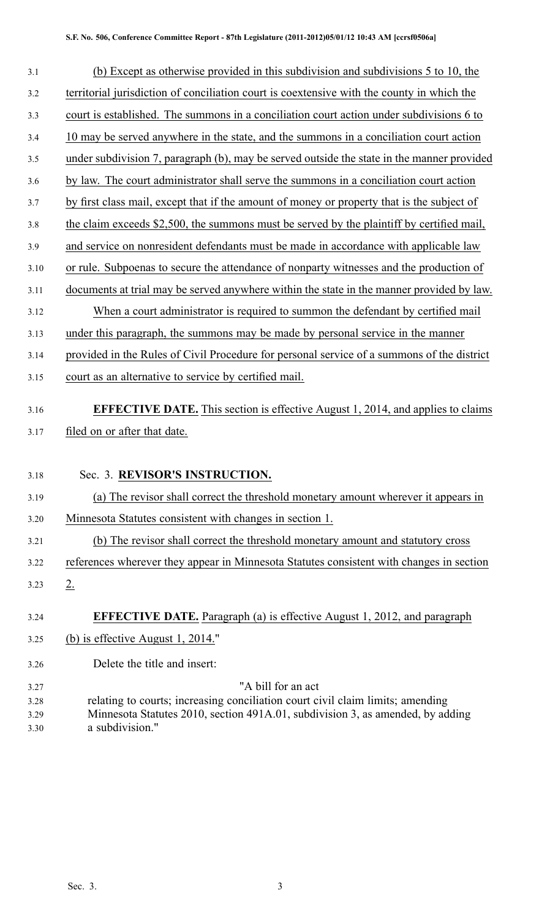(b) Except as otherwise provided in this subdivision and subdivisions 5 to 10, the territorial jurisdiction of conciliation court is coextensive with the county in which the court is established. The summons in a conciliation court action under subdivisions 6 to 10 may be served anywhere in the state, and the summons in a conciliation court action under subdivision 7, paragraph (b), may be served outside the state in the manner provided by law. The court administrator shall serve the summons in a conciliation court action by first class mail, except that if the amount of money or property that is the subject of the claim exceeds $2,500, the summons must be served by the plaintiff by certified mail, and service on nonresident defendants must be made in accordance with applicable law or rule. Subpoenas to secure the attendance of nonparty witnesses and the production of documents at trial may be served anywhere within the state in the manner provided by law.

When a court administrator is required to summon the defendant by certified mail under this paragraph, the summons may be made by personal service in the manner provided in the Rules of Civil Procedure for personal service of a summons of the district court as an alternative to service by certified mail.

**EFFECTIVE DATE.** This section is effective August 1, 2014, and applies to claims filed on or after that date.

Sec. 3. **REVISOR'S INSTRUCTION.**

(a) The revisor shall correct the threshold monetary amount wherever it appears in Minnesota Statutes consistent with changes in section 1.

(b) The revisor shall correct the threshold monetary amount and statutory cross references wherever they appear in Minnesota Statutes consistent with changes in section 2.

**EFFECTIVE DATE.** Paragraph (a) is effective August 1, 2012, and paragraph (b) is effective August 1, 2014."

Delete the title and insert:

"A bill for an act
relating to courts; increasing conciliation court civil claim limits; amending Minnesota Statutes 2010, section 491A.01, subdivision 3, as amended, by adding a subdivision."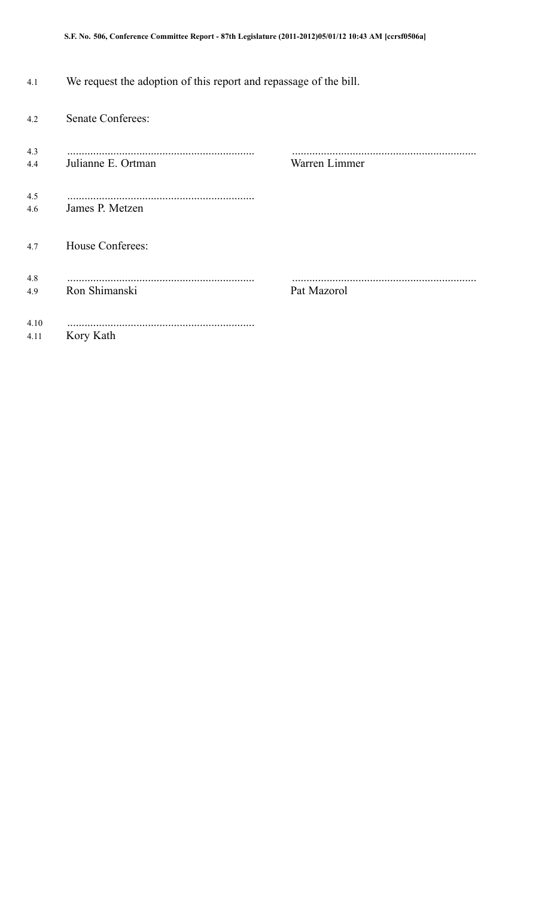We request the adoption of this report and repassage of the bill.

Senate Conferees:

| | |
|---|---|
| ................................................................ | ................................................................ |
| Julianne E. Ortman | Warren Limmer |
| ................................................................ | |
| James P. Metzen | |

House Conferees:

| | |
|---|---|
| ................................................................ | ................................................................ |
| Ron Shimanski | Pat Mazorol |
| ................................................................ | |
| Kory Kath | |